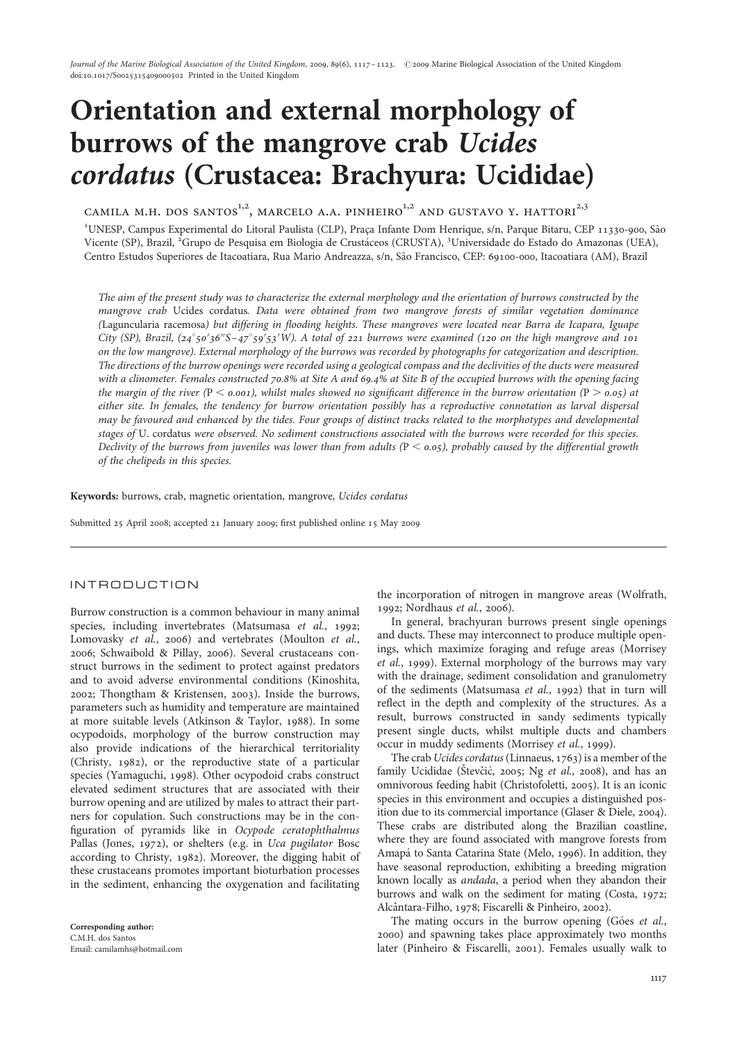# Orientation and external morphology of burrows of the mangrove crab *Ucides cordatus* (Crustacea: Brachyura: Ucididae)

CAMILA M.H. DOS SANTOS[1,2], MARCELO A.A. PINHEIRO[1,2] AND GUSTAVO Y. HATTORI[2,3]

[1]UNESP, Campus Experimental do Litoral Paulista (CLP), Praça Infante Dom Henrique, s/n, Parque Bitaru, CEP 11330-900, São Vicente (SP), Brazil, [2]Grupo de Pesquisa em Biologia de Crustáceos (CRUSTA), [3]Universidade do Estado do Amazonas (UEA), Centro Estudos Superiores de Itacoatiara, Rua Mario Andreazza, s/n, São Francisco, CEP: 69100-000, Itacoatiara (AM), Brazil

*The aim of the present study was to characterize the external morphology and the orientation of burrows constructed by the mangrove crab* Ucides cordatus. *Data were obtained from two mangrove forests of similar vegetation dominance (*Laguncularia racemosa*) but differing in flooding heights. These mangroves were located near Barra de Icapara, Iguape City (SP), Brazil, (24°50′36″S–47°59′53′W). A total of 221 burrows were examined (120 on the high mangrove and 101 on the low mangrove). External morphology of the burrows was recorded by photographs for categorization and description. The directions of the burrow openings were recorded using a geological compass and the declivities of the ducts were measured with a clinometer. Females constructed 70.8% at Site A and 69.4% at Site B of the occupied burrows with the opening facing the margin of the river ($P < 0.001$), whilst males showed no significant difference in the burrow orientation ($P > 0.05$) at either site. In females, the tendency for burrow orientation possibly has a reproductive connotation as larval dispersal may be favoured and enhanced by the tides. Four groups of distinct tracks related to the morphotypes and developmental stages of* U. cordatus *were observed. No sediment constructions associated with the burrows were recorded for this species. Declivity of the burrows from juveniles was lower than from adults ($P < 0.05$), probably caused by the differential growth of the chelipeds in this species.*

**Keywords:** burrows, crab, magnetic orientation, mangrove, *Ucides cordatus*

Submitted 25 April 2008; accepted 21 January 2009; first published online 15 May 2009

## INTRODUCTION

Burrow construction is a common behaviour in many animal species, including invertebrates (Matsumasa *et al.*, 1992; Lomovasky *et al.*, 2006) and vertebrates (Moulton *et al.*, 2006; Schwaibold & Pillay, 2006). Several crustaceans construct burrows in the sediment to protect against predators and to avoid adverse environmental conditions (Kinoshita, 2002; Thongtham & Kristensen, 2003). Inside the burrows, parameters such as humidity and temperature are maintained at more suitable levels (Atkinson & Taylor, 1988). In some ocypodoids, morphology of the burrow construction may also provide indications of the hierarchical territoriality (Christy, 1982), or the reproductive state of a particular species (Yamaguchi, 1998). Other ocypodoid crabs construct elevated sediment structures that are associated with their burrow opening and are utilized by males to attract their partners for copulation. Such constructions may be in the configuration of pyramids like in *Ocypode ceratophthalmus* Pallas (Jones, 1972), or shelters (e.g. in *Uca pugilator* Bosc according to Christy, 1982). Moreover, the digging habit of these crustaceans promotes important bioturbation processes in the sediment, enhancing the oxygenation and facilitating the incorporation of nitrogen in mangrove areas (Wolfrath, 1992; Nordhaus *et al.*, 2006).

In general, brachyuran burrows present single openings and ducts. These may interconnect to produce multiple openings, which maximize foraging and refuge areas (Morrisey *et al.*, 1999). External morphology of the burrows may vary with the drainage, sediment consolidation and granulometry of the sediments (Matsumasa *et al.*, 1992) that in turn will reflect in the depth and complexity of the structures. As a result, burrows constructed in sandy sediments typically present single ducts, whilst multiple ducts and chambers occur in muddy sediments (Morrisey *et al.*, 1999).

The crab *Ucides cordatus* (Linnaeus, 1763) is a member of the family Ucididae (Števčić, 2005; Ng *et al.*, 2008), and has an omnivorous feeding habit (Christofoletti, 2005). It is an iconic species in this environment and occupies a distinguished position due to its commercial importance (Glaser & Diele, 2004). These crabs are distributed along the Brazilian coastline, where they are found associated with mangrove forests from Amapá to Santa Catarina State (Melo, 1996). In addition, they have seasonal reproduction, exhibiting a breeding migration known locally as *andada*, a period when they abandon their burrows and walk on the sediment for mating (Costa, 1972; Alcântara-Filho, 1978; Fiscarelli & Pinheiro, 2002).

The mating occurs in the burrow opening (Góes *et al.*, 2000) and spawning takes place approximately two months later (Pinheiro & Fiscarelli, 2001). Females usually walk to

**Corresponding author:**
C.M.H. dos Santos
Email: camilamhs@hotmail.com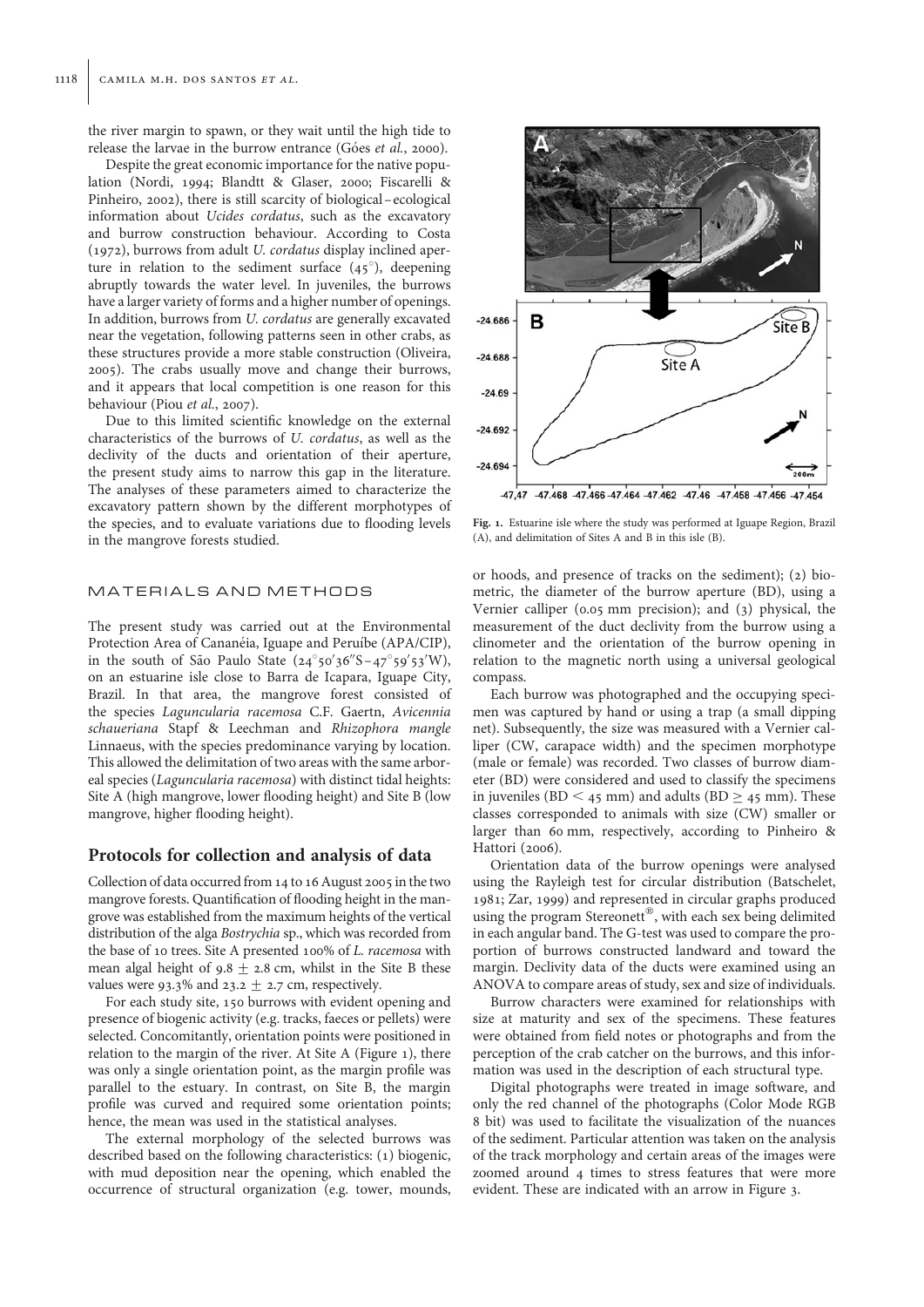the river margin to spawn, or they wait until the high tide to release the larvae in the burrow entrance (Góes *et al.*, 2000).

Despite the great economic importance for the native population (Nordi, 1994; Blandtt & Glaser, 2000; Fiscarelli & Pinheiro, 2002), there is still scarcity of biological–ecological information about *Ucides cordatus*, such as the excavatory and burrow construction behaviour. According to Costa (1972), burrows from adult *U. cordatus* display inclined aperture in relation to the sediment surface (45°), deepening abruptly towards the water level. In juveniles, the burrows have a larger variety of forms and a higher number of openings. In addition, burrows from *U. cordatus* are generally excavated near the vegetation, following patterns seen in other crabs, as these structures provide a more stable construction (Oliveira, 2005). The crabs usually move and change their burrows, and it appears that local competition is one reason for this behaviour (Piou *et al.*, 2007).

Due to this limited scientific knowledge on the external characteristics of the burrows of *U. cordatus*, as well as the declivity of the ducts and orientation of their aperture, the present study aims to narrow this gap in the literature. The analyses of these parameters aimed to characterize the excavatory pattern shown by the different morphotypes of the species, and to evaluate variations due to flooding levels in the mangrove forests studied.

## MATERIALS AND METHODS

The present study was carried out at the Environmental Protection Area of Cananéia, Iguape and Peruíbe (APA/CIP), in the south of São Paulo State (24°50′36″S–47°59′53′W), on an estuarine isle close to Barra de Icapara, Iguape City, Brazil. In that area, the mangrove forest consisted of the species *Laguncularia racemosa* C.F. Gaertn, *Avicennia schaueriana* Stapf & Leechman and *Rhizophora mangle* Linnaeus, with the species predominance varying by location. This allowed the delimitation of two areas with the same arboreal species (*Laguncularia racemosa*) with distinct tidal heights: Site A (high mangrove, lower flooding height) and Site B (low mangrove, higher flooding height).

### Protocols for collection and analysis of data

Collection of data occurred from 14 to 16 August 2005 in the two mangrove forests. Quantification of flooding height in the mangrove was established from the maximum heights of the vertical distribution of the alga *Bostrychia* sp., which was recorded from the base of 10 trees. Site A presented 100% of *L. racemosa* with mean algal height of 9.8 ± 2.8 cm, whilst in the Site B these values were 93.3% and 23.2 ± 2.7 cm, respectively.

For each study site, 150 burrows with evident opening and presence of biogenic activity (e.g. tracks, faeces or pellets) were selected. Concomitantly, orientation points were positioned in relation to the margin of the river. At Site A (Figure 1), there was only a single orientation point, as the margin profile was parallel to the estuary. In contrast, on Site B, the margin profile was curved and required some orientation points; hence, the mean was used in the statistical analyses.

The external morphology of the selected burrows was described based on the following characteristics: (1) biogenic, with mud deposition near the opening, which enabled the occurrence of structural organization (e.g. tower, mounds, or hoods, and presence of tracks on the sediment); (2) biometric, the diameter of the burrow aperture (BD), using a Vernier calliper (0.05 mm precision); and (3) physical, the measurement of the duct declivity from the burrow using a clinometer and the orientation of the burrow opening in relation to the magnetic north using a universal geological compass.

Fig. 1. Estuarine isle where the study was performed at Iguape Region, Brazil (A), and delimitation of Sites A and B in this isle (B).

Each burrow was photographed and the occupying specimen was captured by hand or using a trap (a small dipping net). Subsequently, the size was measured with a Vernier calliper (CW, carapace width) and the specimen morphotype (male or female) was recorded. Two classes of burrow diameter (BD) were considered and used to classify the specimens in juveniles (BD < 45 mm) and adults (BD ≥ 45 mm). These classes corresponded to animals with size (CW) smaller or larger than 60 mm, respectively, according to Pinheiro & Hattori (2006).

Orientation data of the burrow openings were analysed using the Rayleigh test for circular distribution (Batschelet, 1981; Zar, 1999) and represented in circular graphs produced using the program Stereonett®, with each sex being delimited in each angular band. The G-test was used to compare the proportion of burrows constructed landward and toward the margin. Declivity data of the ducts were examined using an ANOVA to compare areas of study, sex and size of individuals.

Burrow characters were examined for relationships with size at maturity and sex of the specimens. These features were obtained from field notes or photographs and from the perception of the crab catcher on the burrows, and this information was used in the description of each structural type.

Digital photographs were treated in image software, and only the red channel of the photographs (Color Mode RGB 8 bit) was used to facilitate the visualization of the nuances of the sediment. Particular attention was taken on the analysis of the track morphology and certain areas of the images were zoomed around 4 times to stress features that were more evident. These are indicated with an arrow in Figure 3.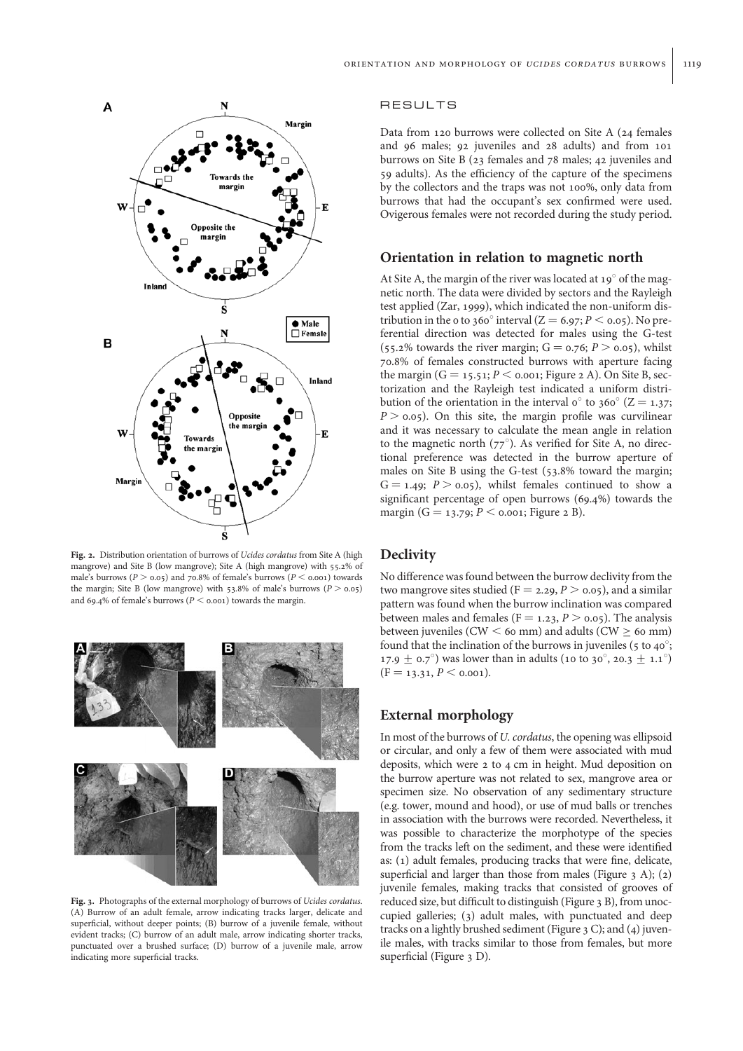Fig. 2. Distribution orientation of burrows of *Ucides cordatus* from Site A (high mangrove) and Site B (low mangrove); Site A (high mangrove) with 55.2% of male's burrows ($P > 0.05$) and 70.8% of female's burrows ($P < 0.001$) towards the margin; Site B (low mangrove) with 53.8% of male's burrows ($P > 0.05$) and 69.4% of female's burrows ($P < 0.001$) towards the margin.

Fig. 3. Photographs of the external morphology of burrows of *Ucides cordatus*. (A) Burrow of an adult female, arrow indicating tracks larger, delicate and superficial, without deeper points; (B) burrow of a juvenile female, without evident tracks; (C) burrow of an adult male, arrow indicating shorter tracks, punctuated over a brushed surface; (D) burrow of a juvenile male, arrow indicating more superficial tracks.

## RESULTS

Data from 120 burrows were collected on Site A (24 females and 96 males; 92 juveniles and 28 adults) and from 101 burrows on Site B (23 females and 78 males; 42 juveniles and 59 adults). As the efficiency of the capture of the specimens by the collectors and the traps was not 100%, only data from burrows that had the occupant's sex confirmed were used. Ovigerous females were not recorded during the study period.

### Orientation in relation to magnetic north

At Site A, the margin of the river was located at 19° of the magnetic north. The data were divided by sectors and the Rayleigh test applied (Zar, 1999), which indicated the non-uniform distribution in the 0 to 360° interval ($Z = 6.97$; $P < 0.05$). No preferential direction was detected for males using the G-test (55.2% towards the river margin; $G = 0.76$; $P > 0.05$), whilst 70.8% of females constructed burrows with aperture facing the margin ($G = 15.51$; $P < 0.001$; Figure 2 A). On Site B, sectorization and the Rayleigh test indicated a uniform distribution of the orientation in the interval 0° to 360° ($Z = 1.37$; $P > 0.05$). On this site, the margin profile was curvilinear and it was necessary to calculate the mean angle in relation to the magnetic north (77°). As verified for Site A, no directional preference was detected in the burrow aperture of males on Site B using the G-test (53.8% toward the margin; $G = 1.49$; $P > 0.05$), whilst females continued to show a significant percentage of open burrows (69.4%) towards the margin ($G = 13.79$; $P < 0.001$; Figure 2 B).

### Declivity

No difference was found between the burrow declivity from the two mangrove sites studied ($F = 2.29$, $P > 0.05$), and a similar pattern was found when the burrow inclination was compared between males and females ($F = 1.23$, $P > 0.05$). The analysis between juveniles (CW < 60 mm) and adults (CW ≥ 60 mm) found that the inclination of the burrows in juveniles (5 to 40°; 17.9 ± 0.7°) was lower than in adults (10 to 30°, 20.3 ± 1.1°) ($F = 13.31$, $P < 0.001$).

### External morphology

In most of the burrows of *U. cordatus*, the opening was ellipsoid or circular, and only a few of them were associated with mud deposits, which were 2 to 4 cm in height. Mud deposition on the burrow aperture was not related to sex, mangrove area or specimen size. No observation of any sedimentary structure (e.g. tower, mound and hood), or use of mud balls or trenches in association with the burrows were recorded. Nevertheless, it was possible to characterize the morphotype of the species from the tracks left on the sediment, and these were identified as: (1) adult females, producing tracks that were fine, delicate, superficial and larger than those from males (Figure 3 A); (2) juvenile females, making tracks that consisted of grooves of reduced size, but difficult to distinguish (Figure 3 B), from unoccupied galleries; (3) adult males, with punctuated and deep tracks on a lightly brushed sediment (Figure 3 C); and (4) juvenile males, with tracks similar to those from females, but more superficial (Figure 3 D).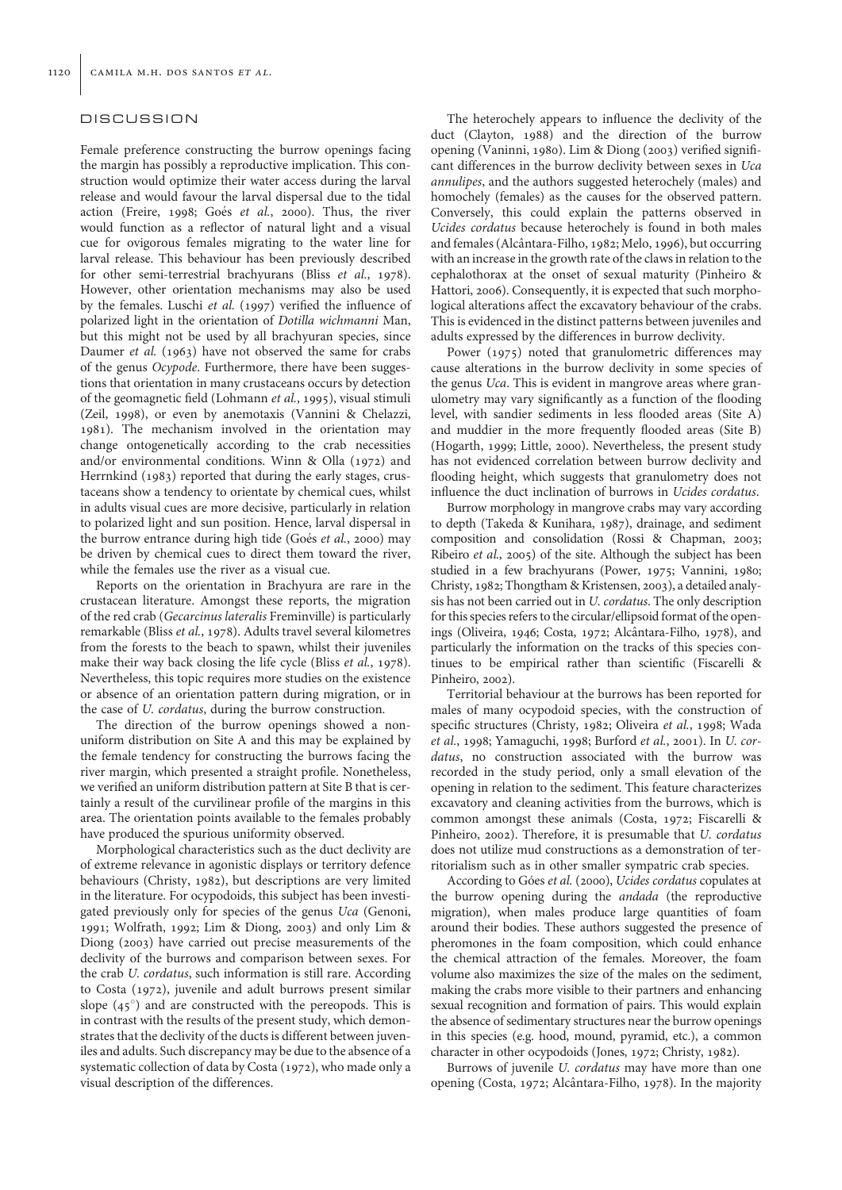## DISCUSSION

Female preference constructing the burrow openings facing the margin has possibly a reproductive implication. This construction would optimize their water access during the larval release and would favour the larval dispersal due to the tidal action (Freire, 1998; Goés *et al.*, 2000). Thus, the river would function as a reflector of natural light and a visual cue for ovigorous females migrating to the water line for larval release. This behaviour has been previously described for other semi-terrestrial brachyurans (Bliss *et al.*, 1978). However, other orientation mechanisms may also be used by the females. Luschi *et al.* (1997) verified the influence of polarized light in the orientation of *Dotilla wichmanni* Man, but this might not be used by all brachyuran species, since Daumer *et al.* (1963) have not observed the same for crabs of the genus *Ocypode*. Furthermore, there have been suggestions that orientation in many crustaceans occurs by detection of the geomagnetic field (Lohmann *et al.*, 1995), visual stimuli (Zeil, 1998), or even by anemotaxis (Vannini & Chelazzi, 1981). The mechanism involved in the orientation may change ontogenetically according to the crab necessities and/or environmental conditions. Winn & Olla (1972) and Herrnkind (1983) reported that during the early stages, crustaceans show a tendency to orientate by chemical cues, whilst in adults visual cues are more decisive, particularly in relation to polarized light and sun position. Hence, larval dispersal in the burrow entrance during high tide (Goés *et al.*, 2000) may be driven by chemical cues to direct them toward the river, while the females use the river as a visual cue.

Reports on the orientation in Brachyura are rare in the crustacean literature. Amongst these reports, the migration of the red crab (*Gecarcinus lateralis* Freminville) is particularly remarkable (Bliss *et al.*, 1978). Adults travel several kilometres from the forests to the beach to spawn, whilst their juveniles make their way back closing the life cycle (Bliss *et al.*, 1978). Nevertheless, this topic requires more studies on the existence or absence of an orientation pattern during migration, or in the case of *U. cordatus*, during the burrow construction.

The direction of the burrow openings showed a non-uniform distribution on Site A and this may be explained by the female tendency for constructing the burrows facing the river margin, which presented a straight profile. Nonetheless, we verified an uniform distribution pattern at Site B that is certainly a result of the curvilinear profile of the margins in this area. The orientation points available to the females probably have produced the spurious uniformity observed.

Morphological characteristics such as the duct declivity are of extreme relevance in agonistic displays or territory defence behaviours (Christy, 1982), but descriptions are very limited in the literature. For ocypodoids, this subject has been investigated previously only for species of the genus *Uca* (Genoni, 1991; Wolfrath, 1992; Lim & Diong, 2003) and only Lim & Diong (2003) have carried out precise measurements of the declivity of the burrows and comparison between sexes. For the crab *U. cordatus*, such information is still rare. According to Costa (1972), juvenile and adult burrows present similar slope (45°) and are constructed with the pereopods. This is in contrast with the results of the present study, which demonstrates that the declivity of the ducts is different between juveniles and adults. Such discrepancy may be due to the absence of a systematic collection of data by Costa (1972), who made only a visual description of the differences.

The heterochely appears to influence the declivity of the duct (Clayton, 1988) and the direction of the burrow opening (Vaninni, 1980). Lim & Diong (2003) verified significant differences in the burrow declivity between sexes in *Uca annulipes*, and the authors suggested heterochely (males) and homochely (females) as the causes for the observed pattern. Conversely, this could explain the patterns observed in *Ucides cordatus* because heterochely is found in both males and females (Alcântara-Filho, 1982; Melo, 1996), but occurring with an increase in the growth rate of the claws in relation to the cephalothorax at the onset of sexual maturity (Pinheiro & Hattori, 2006). Consequently, it is expected that such morphological alterations affect the excavatory behaviour of the crabs. This is evidenced in the distinct patterns between juveniles and adults expressed by the differences in burrow declivity.

Power (1975) noted that granulometric differences may cause alterations in the burrow declivity in some species of the genus *Uca*. This is evident in mangrove areas where granulometry may vary significantly as a function of the flooding level, with sandier sediments in less flooded areas (Site A) and muddier in the more frequently flooded areas (Site B) (Hogarth, 1999; Little, 2000). Nevertheless, the present study has not evidenced correlation between burrow declivity and flooding height, which suggests that granulometry does not influence the duct inclination of burrows in *Ucides cordatus*.

Burrow morphology in mangrove crabs may vary according to depth (Takeda & Kunihara, 1987), drainage, and sediment composition and consolidation (Rossi & Chapman, 2003; Ribeiro *et al.*, 2005) of the site. Although the subject has been studied in a few brachyurans (Power, 1975; Vannini, 1980; Christy, 1982; Thongtham & Kristensen, 2003), a detailed analysis has not been carried out in *U. cordatus*. The only description for this species refers to the circular/ellipsoid format of the openings (Oliveira, 1946; Costa, 1972; Alcântara-Filho, 1978), and particularly the information on the tracks of this species continues to be empirical rather than scientific (Fiscarelli & Pinheiro, 2002).

Territorial behaviour at the burrows has been reported for males of many ocypodoid species, with the construction of specific structures (Christy, 1982; Oliveira *et al.*, 1998; Wada *et al.*, 1998; Yamaguchi, 1998; Burford *et al.*, 2001). In *U. cordatus*, no construction associated with the burrow was recorded in the study period, only a small elevation of the opening in relation to the sediment. This feature characterizes excavatory and cleaning activities from the burrows, which is common amongst these animals (Costa, 1972; Fiscarelli & Pinheiro, 2002). Therefore, it is presumable that *U. cordatus* does not utilize mud constructions as a demonstration of territorialism such as in other smaller sympatric crab species.

According to Góes *et al.* (2000), *Ucides cordatus* copulates at the burrow opening during the *andada* (the reproductive migration), when males produce large quantities of foam around their bodies. These authors suggested the presence of pheromones in the foam composition, which could enhance the chemical attraction of the females. Moreover, the foam volume also maximizes the size of the males on the sediment, making the crabs more visible to their partners and enhancing sexual recognition and formation of pairs. This would explain the absence of sedimentary structures near the burrow openings in this species (e.g. hood, mound, pyramid, etc.), a common character in other ocypodoids (Jones, 1972; Christy, 1982).

Burrows of juvenile *U. cordatus* may have more than one opening (Costa, 1972; Alcântara-Filho, 1978). In the majority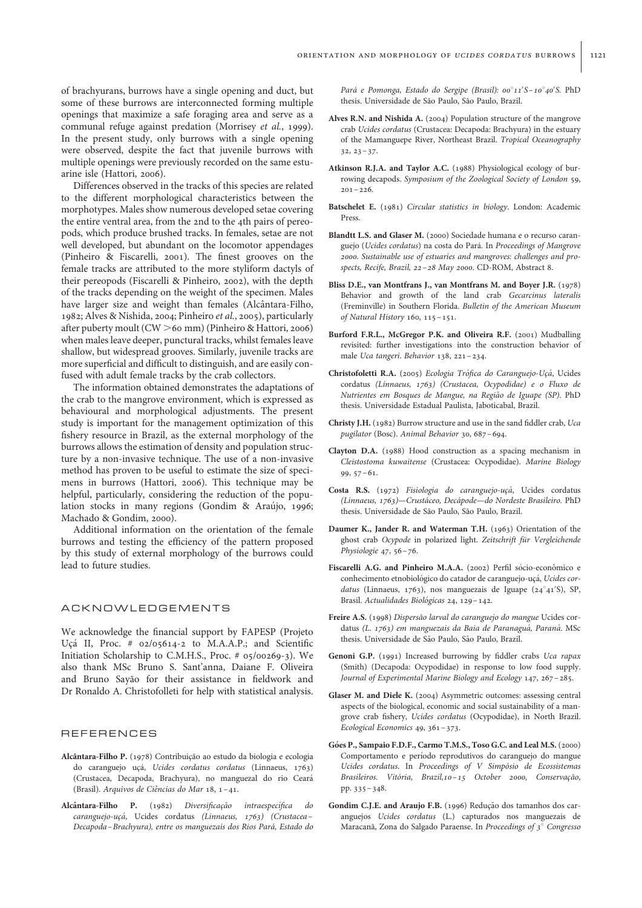of brachyurans, burrows have a single opening and duct, but some of these burrows are interconnected forming multiple openings that maximize a safe foraging area and serve as a communal refuge against predation (Morrisey *et al.*, 1999). In the present study, only burrows with a single opening were observed, despite the fact that juvenile burrows with multiple openings were previously recorded on the same estuarine isle (Hattori, 2006).

Differences observed in the tracks of this species are related to the different morphological characteristics between the morphotypes. Males show numerous developed setae covering the entire ventral area, from the 2nd to the 4th pairs of pereopods, which produce brushed tracks. In females, setae are not well developed, but abundant on the locomotor appendages (Pinheiro & Fiscarelli, 2001). The finest grooves on the female tracks are attributed to the more styliform dactyls of their pereopods (Fiscarelli & Pinheiro, 2002), with the depth of the tracks depending on the weight of the specimen. Males have larger size and weight than females (Alcântara-Filho, 1982; Alves & Nishida, 2004; Pinheiro *et al.*, 2005), particularly after puberty moult (CW >60 mm) (Pinheiro & Hattori, 2006) when males leave deeper, punctural tracks, whilst females leave shallow, but widespread grooves. Similarly, juvenile tracks are more superficial and difficult to distinguish, and are easily confused with adult female tracks by the crab collectors.

The information obtained demonstrates the adaptations of the crab to the mangrove environment, which is expressed as behavioural and morphological adjustments. The present study is important for the management optimization of this fishery resource in Brazil, as the external morphology of the burrows allows the estimation of density and population structure by a non-invasive technique. The use of a non-invasive method has proven to be useful to estimate the size of specimens in burrows (Hattori, 2006). This technique may be helpful, particularly, considering the reduction of the population stocks in many regions (Gondim & Araújo, 1996; Machado & Gondim, 2000).

Additional information on the orientation of the female burrows and testing the efficiency of the pattern proposed by this study of external morphology of the burrows could lead to future studies.

## ACKNOWLEDGEMENTS

We acknowledge the financial support by FAPESP (Projeto Uçá II, Proc. # 02/05614-2 to M.A.A.P.; and Scientific Initiation Scholarship to C.M.H.S., Proc. # 05/00269-3). We also thank MSc Bruno S. Sant'anna, Daiane F. Oliveira and Bruno Sayão for their assistance in fieldwork and Dr Ronaldo A. Christofolleti for help with statistical analysis.

## REFERENCES

**Alcântara-Filho P.** (1978) Contribuição ao estudo da biologia e ecologia do caranguejo uçá, *Ucides cordatus cordatus* (Linnaeus, 1763) (Crustacea, Decapoda, Brachyura), no manguezal do rio Ceará (Brasil). *Arquivos de Ciências do Mar* 18, 1–41.

**Alcântara-Filho P.** (1982) *Diversificação intraespecífica do caranguejo-uçá,* Ucides cordatus *(Linnaeus, 1763) (Crustacea–Decapoda–Brachyura), entre os manguezais dos Rios Pará, Estado do Pará e Pomonga, Estado do Sergipe (Brasil): 00°11′S–10°40′S.* PhD thesis. Universidade de São Paulo, São Paulo, Brazil.

**Alves R.N. and Nishida A.** (2004) Population structure of the mangrove crab *Ucides cordatus* (Crustacea: Decapoda: Brachyura) in the estuary of the Mamanguepe River, Northeast Brazil. *Tropical Oceanography* 32, 23–37.

**Atkinson R.J.A. and Taylor A.C.** (1988) Physiological ecology of burrowing decapods. *Symposium of the Zoological Society of London* 59, 201–226.

**Batschelet E.** (1981) *Circular statistics in biology*. London: Academic Press.

**Blandtt L.S. and Glaser M.** (2000) Sociedade humana e o recurso caranguejo (*Ucides cordatus*) na costa do Pará. In *Proceedings of Mangrove 2000. Sustainable use of estuaries and mangroves: challenges and prospects, Recife, Brazil, 22–28 May 2000*. CD-ROM, Abstract 8.

**Bliss D.E., van Montfrans J., van Montfrans M. and Boyer J.R.** (1978) Behavior and growth of the land crab *Gecarcinus lateralis* (Freminville) in Southern Florida. *Bulletin of the American Museum of Natural History* 160, 115–151.

**Burford F.R.L., McGregor P.K. and Oliveira R.F.** (2001) Mudballing revisited: further investigations into the construction behavior of male *Uca tangeri*. *Behavior* 138, 221–234.

**Christofoletti R.A.** (2005) *Ecologia Trófica do Caranguejo-Uçá,* Ucides cordatus *(Linnaeus, 1763) (Crustacea, Ocypodidae) e o Fluxo de Nutrientes em Bosques de Mangue, na Região de Iguape (SP).* PhD thesis. Universidade Estadual Paulista, Jaboticabal, Brazil.

**Christy J.H.** (1982) Burrow structure and use in the sand fiddler crab, *Uca pugilator* (Bosc). *Animal Behavior* 30, 687–694.

**Clayton D.A.** (1988) Hood construction as a spacing mechanism in *Cleistostoma kuwaitense* (Crustacea: Ocypodidae). *Marine Biology* 99, 57–61.

**Costa R.S.** (1972) *Fisiologia do caranguejo-uçá,* Ucides cordatus *(Linnaeus, 1763)—Crustáceo, Decápode—do Nordeste Brasileiro.* PhD thesis. Universidade de São Paulo, São Paulo, Brazil.

**Daumer K., Jander R. and Waterman T.H.** (1963) Orientation of the ghost crab *Ocypode* in polarized light. *Zeitschrift für Vergleichende Physiologie* 47, 56–76.

**Fiscarelli A.G. and Pinheiro M.A.A.** (2002) Perfil sócio-econômico e conhecimento etnobiológico do catador de caranguejo-uçá, *Ucides cordatus* (Linnaeus, 1763), nos manguezais de Iguape (24°41′S), SP, Brasil. *Actualidades Biológicas* 24, 129–142.

**Freire A.S.** (1998) *Dispersão larval do caranguejo do mangue* Ucides cordatus *(L. 1763) em manguezais da Baia de Paranaguá, Paraná.* MSc thesis. Universidade de São Paulo, São Paulo, Brazil.

**Genoni G.P.** (1991) Increased burrowing by fiddler crabs *Uca rapax* (Smith) (Decapoda: Ocypodidae) in response to low food supply. *Journal of Experimental Marine Biology and Ecology* 147, 267–285.

**Glaser M. and Diele K.** (2004) Asymmetric outcomes: assessing central aspects of the biological, economic and social sustainability of a mangrove crab fishery, *Ucides cordatus* (Ocypodidae), in North Brazil. *Ecological Economics* 49, 361–373.

**Góes P., Sampaio F.D.F., Carmo T.M.S., Toso G.C. and Leal M.S.** (2000) Comportamento e período reprodutivos do caranguejo do mangue *Ucides cordatus*. In *Proceedings of V Simpósio de Ecossistemas Brasileiros. Vitória, Brazil,10–15 October 2000, Conservação*, pp. 335–348.

**Gondim C.J.E. and Araujo F.B.** (1996) Redução dos tamanhos dos caranguejos *Ucides cordatus* (L.) capturados nos manguezais de Maracanã, Zona do Salgado Paraense. In *Proceedings of 3° Congresso*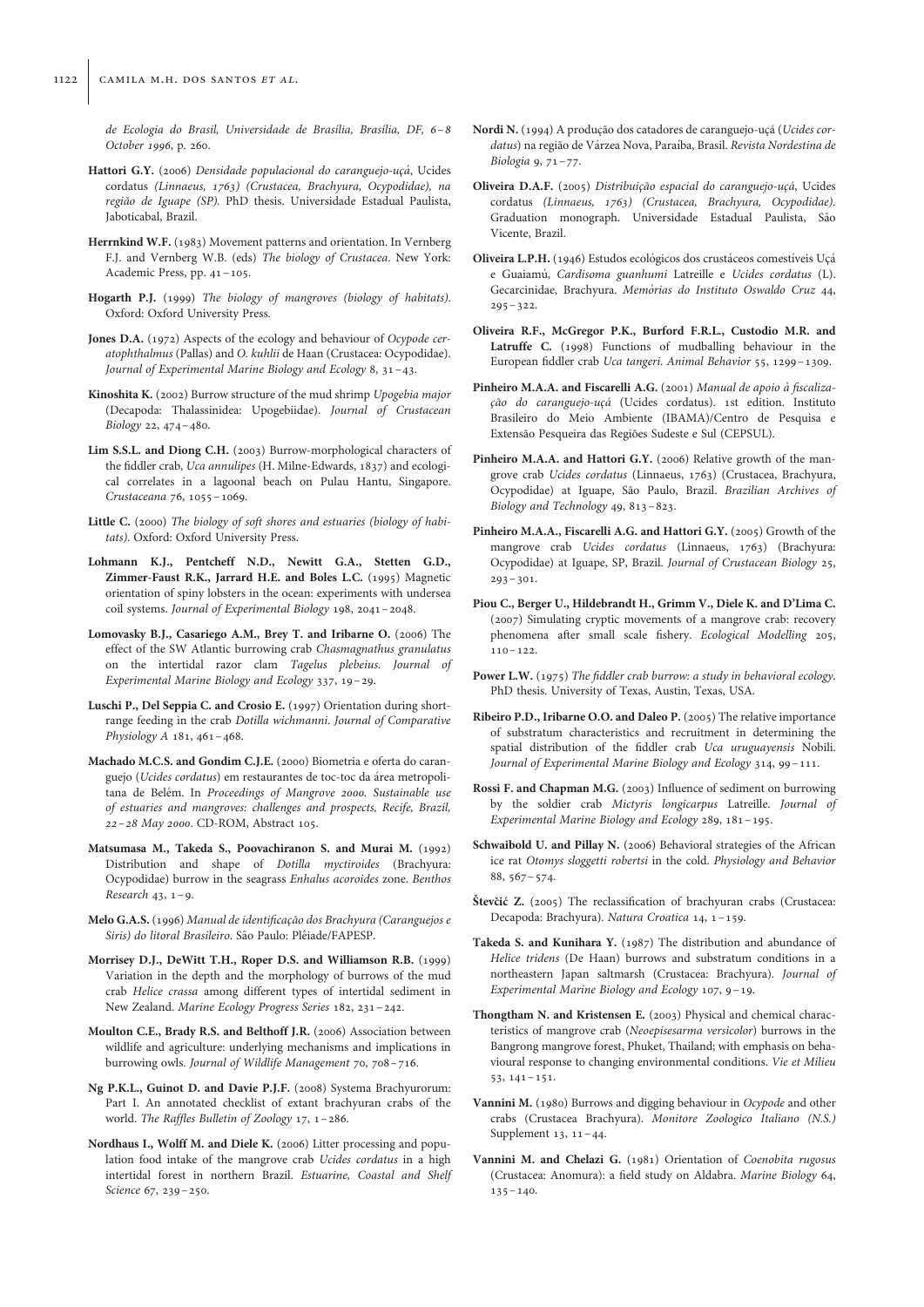*de Ecologia do Brasil, Universidade de Brasília, Brasília, DF, 6–8 October 1996*, p. 260.

**Hattori G.Y.** (2006) *Densidade populacional do caranguejo-uçá*, Ucides cordatus *(Linnaeus, 1763) (Crustacea, Brachyura, Ocypodidae), na região de Iguape (SP)*. PhD thesis. Universidade Estadual Paulista, Jaboticabal, Brazil.

**Herrnkind W.F.** (1983) Movement patterns and orientation. In Vernberg F.J. and Vernberg W.B. (eds) *The biology of Crustacea*. New York: Academic Press, pp. 41–105.

**Hogarth P.J.** (1999) *The biology of mangroves (biology of habitats)*. Oxford: Oxford University Press.

**Jones D.A.** (1972) Aspects of the ecology and behaviour of *Ocypode ceratophthalmus* (Pallas) and *O. kuhlii* de Haan (Crustacea: Ocypodidae). *Journal of Experimental Marine Biology and Ecology* 8, 31–43.

**Kinoshita K.** (2002) Burrow structure of the mud shrimp *Upogebia major* (Decapoda: Thalassinidea: Upogebiidae). *Journal of Crustacean Biology* 22, 474–480.

**Lim S.S.L. and Diong C.H.** (2003) Burrow-morphological characters of the fiddler crab, *Uca annulipes* (H. Milne-Edwards, 1837) and ecological correlates in a lagoonal beach on Pulau Hantu, Singapore. *Crustaceana* 76, 1055–1069.

**Little C.** (2000) *The biology of soft shores and estuaries (biology of habitats)*. Oxford: Oxford University Press.

**Lohmann K.J., Pentcheff N.D., Newitt G.A., Stetten G.D., Zimmer-Faust R.K., Jarrard H.E. and Boles L.C.** (1995) Magnetic orientation of spiny lobsters in the ocean: experiments with undersea coil systems. *Journal of Experimental Biology* 198, 2041–2048.

**Lomovasky B.J., Casariego A.M., Brey T. and Iribarne O.** (2006) The effect of the SW Atlantic burrowing crab *Chasmagnathus granulatus* on the intertidal razor clam *Tagelus plebeius*. *Journal of Experimental Marine Biology and Ecology* 337, 19–29.

**Luschi P., Del Seppia C. and Crosio E.** (1997) Orientation during short-range feeding in the crab *Dotilla wichmanni*. *Journal of Comparative Physiology A* 181, 461–468.

**Machado M.C.S. and Gondim C.J.E.** (2000) Biometria e oferta do caranguejo (*Ucides cordatus*) em restaurantes de toc-toc da área metropolitana de Belém. In *Proceedings of Mangrove 2000. Sustainable use of estuaries and mangroves: challenges and prospects, Recife, Brazil, 22–28 May 2000*. CD-ROM, Abstract 105.

**Matsumasa M., Takeda S., Poovachiranon S. and Murai M.** (1992) Distribution and shape of *Dotilla myctiroides* (Brachyura: Ocypodidae) burrow in the seagrass *Enhalus acoroides* zone. *Benthos Research* 43, 1–9.

**Melo G.A.S.** (1996) *Manual de identificação dos Brachyura (Caranguejos e Siris) do litoral Brasileiro*. São Paulo: Plêiade/FAPESP.

**Morrisey D.J., DeWitt T.H., Roper D.S. and Williamson R.B.** (1999) Variation in the depth and the morphology of burrows of the mud crab *Helice crassa* among different types of intertidal sediment in New Zealand. *Marine Ecology Progress Series* 182, 231–242.

**Moulton C.E., Brady R.S. and Belthoff J.R.** (2006) Association between wildlife and agriculture: underlying mechanisms and implications in burrowing owls. *Journal of Wildlife Management* 70, 708–716.

**Ng P.K.L., Guinot D. and Davie P.J.F.** (2008) Systema Brachyurorum: Part I. An annotated checklist of extant brachyuran crabs of the world. *The Raffles Bulletin of Zoology* 17, 1–286.

**Nordhaus I., Wolff M. and Diele K.** (2006) Litter processing and population food intake of the mangrove crab *Ucides cordatus* in a high intertidal forest in northern Brazil. *Estuarine, Coastal and Shelf Science* 67, 239–250.

**Nordi N.** (1994) A produção dos catadores de caranguejo-uçá (*Ucides cordatus*) na região de Várzea Nova, Paraíba, Brasil. *Revista Nordestina de Biologia* 9, 71–77.

**Oliveira D.A.F.** (2005) *Distribuição espacial do caranguejo-uçá*, Ucides cordatus *(Linnaeus, 1763) (Crustacea, Brachyura, Ocypodidae)*. Graduation monograph. Universidade Estadual Paulista, São Vicente, Brazil.

**Oliveira L.P.H.** (1946) Estudos ecológicos dos crustáceos comestíveis Uçá e Guaiamú, *Cardisoma guanhumi* Latreille e *Ucides cordatus* (L). Gecarcinidae, Brachyura. *Memórias do Instituto Oswaldo Cruz* 44, 295–322.

**Oliveira R.F., McGregor P.K., Burford F.R.L., Custodio M.R. and Latruffe C.** (1998) Functions of mudballing behaviour in the European fiddler crab *Uca tangeri*. *Animal Behavior* 55, 1299–1309.

**Pinheiro M.A.A. and Fiscarelli A.G.** (2001) *Manual de apoio à fiscalização do caranguejo-uçá* (Ucides cordatus). 1st edition. Instituto Brasileiro do Meio Ambiente (IBAMA)/Centro de Pesquisa e Extensão Pesqueira das Regiões Sudeste e Sul (CEPSUL).

**Pinheiro M.A.A. and Hattori G.Y.** (2006) Relative growth of the mangrove crab *Ucides cordatus* (Linnaeus, 1763) (Crustacea, Brachyura, Ocypodidae) at Iguape, São Paulo, Brazil. *Brazilian Archives of Biology and Technology* 49, 813–823.

**Pinheiro M.A.A., Fiscarelli A.G. and Hattori G.Y.** (2005) Growth of the mangrove crab *Ucides cordatus* (Linnaeus, 1763) (Brachyura: Ocypodidae) at Iguape, SP, Brazil. *Journal of Crustacean Biology* 25, 293–301.

**Piou C., Berger U., Hildebrandt H., Grimm V., Diele K. and D'Lima C.** (2007) Simulating cryptic movements of a mangrove crab: recovery phenomena after small scale fishery. *Ecological Modelling* 205, 110–122.

**Power L.W.** (1975) *The fiddler crab burrow: a study in behavioral ecology*. PhD thesis. University of Texas, Austin, Texas, USA.

**Ribeiro P.D., Iribarne O.O. and Daleo P.** (2005) The relative importance of substratum characteristics and recruitment in determining the spatial distribution of the fiddler crab *Uca uruguayensis* Nobili. *Journal of Experimental Marine Biology and Ecology* 314, 99–111.

**Rossi F. and Chapman M.G.** (2003) Influence of sediment on burrowing by the soldier crab *Mictyris longicarpus* Latreille. *Journal of Experimental Marine Biology and Ecology* 289, 181–195.

**Schwaibold U. and Pillay N.** (2006) Behavioral strategies of the African ice rat *Otomys sloggetti robertsi* in the cold. *Physiology and Behavior* 88, 567–574.

**Števčić Z.** (2005) The reclassification of brachyuran crabs (Crustacea: Decapoda: Brachyura). *Natura Croatica* 14, 1–159.

**Takeda S. and Kunihara Y.** (1987) The distribution and abundance of *Helice tridens* (De Haan) burrows and substratum conditions in a northeastern Japan saltmarsh (Crustacea: Brachyura). *Journal of Experimental Marine Biology and Ecology* 107, 9–19.

**Thongtham N. and Kristensen E.** (2003) Physical and chemical characteristics of mangrove crab (*Neoepisesarma versicolor*) burrows in the Bangrong mangrove forest, Phuket, Thailand; with emphasis on behavioural response to changing environmental conditions. *Vie et Milieu* 53, 141–151.

**Vannini M.** (1980) Burrows and digging behaviour in *Ocypode* and other crabs (Crustacea Brachyura). *Monitore Zoologico Italiano (N.S.)* Supplement 13, 11–44.

**Vannini M. and Chelazi G.** (1981) Orientation of *Coenobita rugosus* (Crustacea: Anomura): a field study on Aldabra. *Marine Biology* 64, 135–140.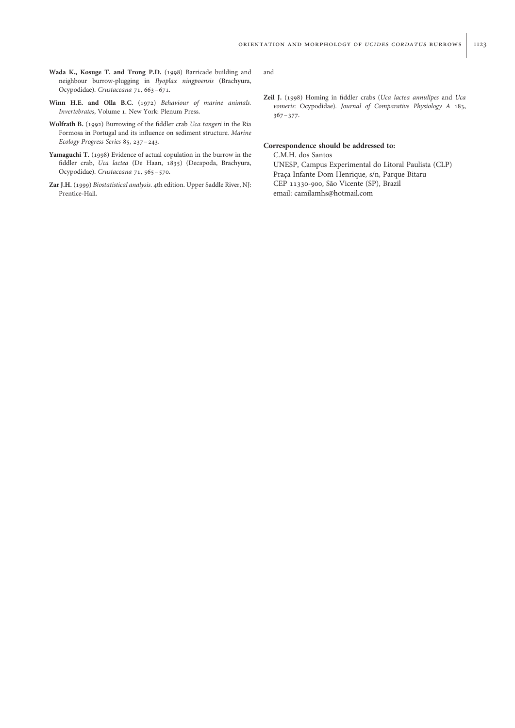**Wada K., Kosuge T. and Trong P.D.** (1998) Barricade building and neighbour burrow-plugging in *Ilyoplax ningpoensis* (Brachyura, Ocypodidae). *Crustaceana* 71, 663–671.

**Winn H.E. and Olla B.C.** (1972) *Behaviour of marine animals. Invertebrates*, Volume 1. New York: Plenum Press.

**Wolfrath B.** (1992) Burrowing of the fiddler crab *Uca tangeri* in the Ria Formosa in Portugal and its influence on sediment structure. *Marine Ecology Progress Series* 85, 237–243.

**Yamaguchi T.** (1998) Evidence of actual copulation in the burrow in the fiddler crab, *Uca lactea* (De Haan, 1835) (Decapoda, Brachyura, Ocypodidae). *Crustaceana* 71, 565–570.

**Zar J.H.** (1999) *Biostatistical analysis*. 4th edition. Upper Saddle River, NJ: Prentice-Hall.

and

**Zeil J.** (1998) Homing in fiddler crabs (*Uca lactea annulipes* and *Uca vomeris*: Ocypodidae). *Journal of Comparative Physiology A* 183, 367–377.

**Correspondence should be addressed to:**
C.M.H. dos Santos
UNESP, Campus Experimental do Litoral Paulista (CLP)
Praça Infante Dom Henrique, s/n, Parque Bitaru
CEP 11330-900, São Vicente (SP), Brazil
email: camilamhs@hotmail.com